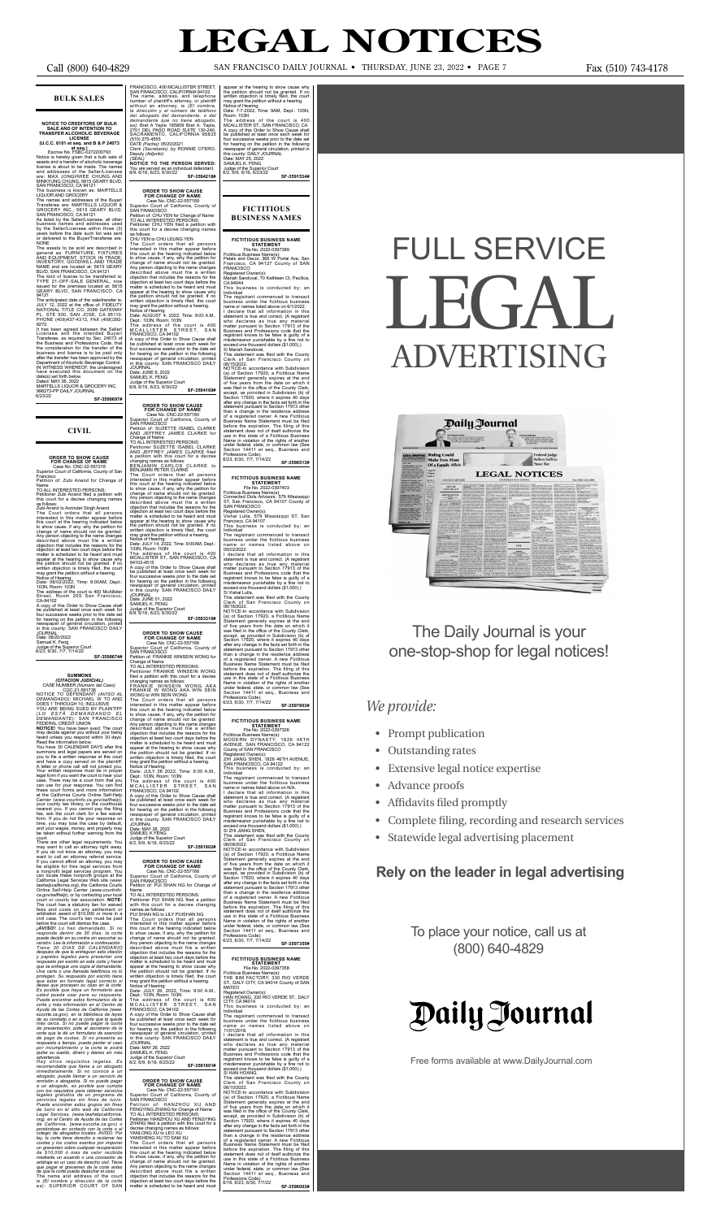# LEGAL NOTICES

Call (800) 640-4829 SAN FRANCISCO DAILY JOURNAL • THURSDAY, JUNE 23, 2022 • PAGE 7 Fax (510) 743-4178

## BULK SALES

**NOTICE TO CREDITORS OF BULK SALE AND OF INTENTION TO TRANSFER ALCOHOLIC BEVERAGE LICENSE**
**(U.C.C. 6101 et seq. and B & P 24073 et seq.)**

Escrow No. FSBO-0272200793

Notice is hereby given that a bulk sale of assets and a transfer of alcoholic beverage license is about to be made. The names and addresses of the Seller/Licensee are: MAX JONGHWEE CHUNG AND MINKYUNG CHUNG, 5615 GEARY BLVD, SAN FRANCISCO, CA 94121

The business is known as: MARTELLS LIQUOR AND GROCERY

The names and addresses of the Buyer/ Transferee are: MARTELLS LIQUOR & GROCERY INC., 5615 GEARY BLVD, SAN FRANCISCO, CA 94121

As listed by the Seller/Licensee, all other business names and addresses used by the Seller/Licensee within three (3) years before the date such list was sent or delivered to the Buyer/Transferee are: NONE

The assets to be sold are described in general as: FURNITURE, FIXTURES AND EQUIPMENT, STOCK IN TRADE, INVENTORY, GOODWILL AND TRADE NAME and are located at: 5615 GEARY BLVD, SAN FRANCISCO, CA 94121

The kind of license to be transferred is: TYPE 21-OFF-SALE GENERAL, now issued for the premises located at: 5615 GEARY BLVD, SAN FRANCISCO, CA 94121

The anticipated date of the sale/transfer is: JULY 12, 2022 at the office of: FIDELITY NATIONAL TITLE CO, 2099 GATEWAY PL, STE 500, SAN JOSE, CA 95110, PHONE (408)437-4313, FAX (408)392-9272.

It has been agreed between the Seller/ Licensee and the intended Buyer/ Transferee, as required by Sec. 24073 of the Business and Professions Code, that the consideration for the transfer of the business and license is to be paid only after the transfer has been approved by the Department of Alcoholic Beverage Control.

IN WITNESS WHEREOF, the undersigned have executed this document on the date(s) set forth below.

Dated: MAY 26, 2022

MARTELLS LIQUOR & GROCERY INC.

996273-PP DAILY JOURNAL

6/23/22

**SF-3596697#**

## CIVIL

**ORDER TO SHOW CAUSE FOR CHANGE OF NAME**
Case No. CNC-22-557218

Superior Court of California, County of Francisco

Petition of: Zubi Anand for Change of Name

TO ALL INTERESTED PERSONS:

Petitioner Zubi Anand filed a petition with this court for a decree changing names as follows:

Zubi Anand to Aminder Singh Anand

The Court orders that all persons interested in this matter appear before this court at the hearing indicated below to show cause, if any, why the petition for change of name should not be granted. Any person objecting to the name changes described above must file a written objection that includes the reasons for the objection at least two court days before the matter is scheduled to be heard and must appear at the hearing to show cause why the petition should not be granted. If no written objection is timely filed, the court may grant the petition without a hearing.

Notice of Hearing:

Date: 08/02/2022, Time: 9:00AM, Dept.: 103N, Room: 103N

The address of the court is 400 McAllister Street, Room 205 San Francisco, CA 94102

A copy of this Order to Show Cause shall be published at least once each week for four successive weeks prior to the date set for hearing on the petition in the following newspaper of general circulation, printed in this county: SAN FRANCISCO DAILY JOURNAL

Date: 06/20/2022

Samuel K. Feng

Judge of the Superior Court

6/23, 6/30, 7/7, 7/14/22

**SF-3596674#**

**SUMMONS**
**(CITACION JUDICIAL)**

CASE NUMBER (Número del Caso): CGC-21-591706

NOTICE TO DEFENDANT (AVISO AL DEMANDADO): MICHAEL W TO AND DOES 1 THROUGH 10, INCLUSIVE

YOU ARE BEING SUED BY PLAINTIFF (LO ESTÁ DEMANDANDO EL DEMANDANTE): SAN FRANCISCO FEDERAL CREDIT UNION

**NOTICE!** You have been sued. The court may decide against you without your being heard unless you respond within 30 days. Read the information below.

You have 30 CALENDAR DAYS after this summons and legal papers are served on you to file a written response at this court and have a copy served on the plaintiff. A letter or phone call will not protect you. Your written response must be in proper legal form if you want the court to hear your case. There may be a court form that you can use for your response. You can find these court forms and more information at the California Courts Online Self-Help Center (www.courtinfo.ca.gov/selfhelp), your county law library, or the courthouse nearest you. If you cannot pay the filing fee, ask the court clerk for a fee waiver form. If you do not file your response on time, you may lose the case by default, and your wages, money, and property may be taken without further warning from the court.

There are other legal requirements. You may want to call an attorney right away. If you do not know an attorney, you may want to call an attorney referral service. If you cannot afford an attorney, you may be eligible for free legal services from a nonprofit legal services program. You can locate these nonprofit groups at the California Legal Services Web site (www.lawhelpcalifornia.org), the California Courts Online Self-Help Center (www.courtinfo.ca.gov/selfhelp), or by contacting your local court or county bar association. **NOTE:** The court has a statutory lien for waived fees and costs on any settlement or arbitration award of $10,000 or more in a civil case. The court's lien must be paid before the court will dismiss the case.

**¡AVISO!** Lo han demandado. Si no responde dentro de 30 días, la corte puede decidir en su contra sin escuchar su versión. Lea la información a continuación.

Tiene 30 DÍAS DE CALENDARIO después de que le entreguen esta citación y papeles legales para presentar una respuesta por escrito en esta corte y hacer que se entregue una copia al demandante. Una carta o una llamada telefónica no lo protegen. Su respuesta por escrito tiene que estar en formato legal correcto si desea que procesen su caso en la corte. Es posible que haya un formulario que usted pueda usar para su respuesta. Puede encontrar estos formularios de la corte y más información en el Centro de Ayuda de las Cortes de California (www.sucorte.ca.gov), en la biblioteca de leyes de su condado o en la corte que le quede más cerca. Si no puede pagar la cuota de presentación, pida al secretario de la corte que le dé un formulario de exención de pago de cuotas. Si no presenta su respuesta a tiempo, puede perder el caso por incumplimiento y la corte le podrá quitar su sueldo, dinero y bienes sin más advertencia.

Hay otros requisitos legales. Es recomendable que llame a un abogado inmediatamente. Si no conoce a un abogado, puede llamar a un servicio de remisión a abogados. Si no puede pagar a un abogado, es posible que cumpla con los requisitos para obtener servicios legales gratuitos de un programa de servicios legales sin fines de lucro. Puede encontrar estos grupos sin fines de lucro en el sitio web de California Legal Services, (www.lawhelpcalifornia.org), en el Centro de Ayuda de las Cortes de California, (www.sucorte.ca.gov) o poniéndose en contacto con la corte o el colegio de abogados locales. AVISO: Por ley, la corte tiene derecho a reclamar las cuotas y los costos exentos por imponer un gravamen sobre cualquier recuperación de $10,000 ó más de valor recibida mediante un acuerdo o una concesión de arbitraje en un caso de derecho civil. Tiene que pagar el gravamen de la corte antes de que la corte pueda desechar el caso.

The name and address of the court is (El nombre y dirección de la corte es): SUPERIOR COURT OF SAN FRANCISCO, 400 MCALLISTER STREET, SAN FRANCISCO, CALIFORNIA 94102

The name, address, and telephone number of plaintiff's attorney, or plaintiff without an attorney, is (El nombre, la dirección y el número de teléfono del abogado del demandante, o del demandante que no tiene abogado, es): Bret A. Yaple 185809 Bret A. Yaple, 2701 DEL PASO ROAD SUITE 130-240, SACRAMENTO, CALIFORNIA 95835 (510) 275-4555

DATE (Fecha): 05/20/2021

Clerk (Secretario), by RONNIE OTERO, Deputy (Adjunto)

(SEAL)

**NOTICE TO THE PERSON SERVED:** You are served as an individual defendant.

6/9, 6/16, 6/23, 6/30/22

**SF-3594218#**

**ORDER TO SHOW CAUSE FOR CHANGE OF NAME**
Case No. CNC-22-557189

Superior Court of California, County of SAN FRANCISCO

Petition of: CHU YEN for Change of Name

TO ALL INTERESTED PERSONS:

Petitioner CHU YEN filed a petition with this court for a decree changing names as follows:

CHU YEN to CHU LEUNG YEN

The Court orders that all persons interested in this matter appear before this court at the hearing indicated below to show cause, if any, why the petition for change of name should not be granted. Any person objecting to the name changes described above must file a written objection that includes the reasons for the objection at least two court days before the matter is scheduled to be heard and must appear at the hearing to show cause why the petition should not be granted. If no written objection is timely filed, the court may grant the petition without a hearing.

Notice of Hearing:

Date: AUGUST 4, 2022, Time: 9:00 A.M., Dept.: 103N, Room: 103N

The address of the court is 400 MCALLISTER STREET, SAN FRANCISCO, CA 94102

A copy of this Order to Show Cause shall be published at least once each week for four successive weeks prior to the date set for hearing on the petition in the following newspaper of general circulation, printed in this county: SAN FRANCISCO DAILY JOURNAL

Date: JUNE 6, 2022

SAMUEL K. FENG

Judge of the Superior Court

6/9, 6/16, 6/23, 6/30/22

**SF-3594169#**

**ORDER TO SHOW CAUSE FOR CHANGE OF NAME**
Case No. CNC-22-557180

Superior Court of California, County of SAN FRANCISCO

Petition of: SUZETTE ISABEL CLARKE AND JEFFREY JAMES CLARKE for Change of Name

TO ALL INTERESTED PERSONS:

Petitioner SUZETTE ISABEL CLARKE AND JEFFREY JAMES CLARKE filed a petition with this court for a decree changing names as follows:

BENJAMIN CARLOS CLARKE to BENJAMIN PETER CLARKE

The Court orders that all persons interested in this matter appear before this court at the hearing indicated below to show cause, if any, why the petition for change of name should not be granted. Any person objecting to the name changes described above must file a written objection that includes the reasons for the objection at least two court days before the matter is scheduled to be heard and must appear at the hearing to show cause why the petition should not be granted. If no written objection is timely filed, the court may grant the petition without a hearing.

Notice of Hearing:

Date: JULY 14, 2022, Time: 9:00AM, Dept.: 103N, Room: 103N

The address of the court is 400 MCALLISTER ST., SAN FRANCISCO, CA 94102-4515

A copy of this Order to Show Cause shall be published at least once each week for four successive weeks prior to the date set for hearing on the petition in the following newspaper of general circulation, printed in this county: SAN FRANCISCO DAILY JOURNAL

Date: JUNE 01, 2022

SAMUEL K. FENG

Judge of the Superior Court

6/9, 6/16, 6/23, 6/30/22

**SF-3593310#**

**ORDER TO SHOW CAUSE FOR CHANGE OF NAME**
Case No. CNC-22-557164

Superior Court of California, County of SAN FRANCISCO

Petition of: FRANKIE WINSEIN WONG for Change of Name

TO ALL INTERESTED PERSONS:

Petitioner FRANKIE WINSEIN WONG filed a petition with this court for a decree changing names as follows:

FRANKIE WINSEIN WONG AKA FRANKIE W WONG AKA WIN SEIN WONG to WIN SEIN WONG

The Court orders that all persons interested in this matter appear before this court at the hearing indicated below to show cause, if any, why the petition for change of name should not be granted. Any person objecting to the name changes described above must file a written objection that includes the reasons for the objection at least two court days before the matter is scheduled to be heard and must appear at the hearing to show cause why the petition should not be granted. If no written objection is timely filed, the court may grant the petition without a hearing.

Notice of Hearing:

Date: JULY 26, 2022, Time: 9:00 A.M., Dept.: 103N, Room: 103N

The address of the court is 400 MCALLISTER STREET, SAN FRANCISCO, CA 94102

A copy of this Order to Show Cause shall be published at least once each week for four successive weeks prior to the date set for hearing on the petition in the following newspaper of general circulation, printed in this county: SAN FRANCISCO DAILY JOURNAL

Date: MAY 26, 2022

SAMUEL K FENG

Judge of the Superior Court

6/2, 6/9, 6/16, 6/23/22

**SF-3591802#**

**ORDER TO SHOW CAUSE FOR CHANGE OF NAME**
Case No. CNC-22-557165

Superior Court of California, County of SAN FRANCISCO

Petition of: PUI SHAN NG for Change of Name

TO ALL INTERESTED PERSONS:

Petitioner PUI SHAN NG filed a petition with this court for a decree changing names as follows:

PUI SHAN NG to LILY PUISHAN NG

The Court orders that all persons interested in this matter appear before this court at the hearing indicated below to show cause, if any, why the petition for change of name should not be granted. Any person objecting to the name changes described above must file a written objection that includes the reasons for the objection at least two court days before the matter is scheduled to be heard and must appear at the hearing to show cause why the petition should not be granted. If no written objection is timely filed, the court may grant the petition without a hearing.

Notice of Hearing:

Date: JULY 26, 2022, Time: 9:00 A.M., Dept.: 103N, Room: 103N

The address of the court is 400 MCALLISTER STREET, SAN FRANCISCO, CA 94102

A copy of this Order to Show Cause shall be published at least once each week for four successive weeks prior to the date set for hearing on the petition in the following newspaper of general circulation, printed in this county: SAN FRANCISCO DAILY JOURNAL

Date: MAY 26, 2022

SAMUEL K FENG

Judge of the Superior Court

6/2, 6/9, 6/16, 6/23/22

**SF-3591801#**

**ORDER TO SHOW CAUSE FOR CHANGE OF NAME**
Case No. CNC-22-557161

Superior Court of California, County of SAN FRANCISCO

Petition of: HANZHOU XU AND FENGYING ZHANG for Change of Name

TO ALL INTERESTED PERSONS:

Petitioner HANZHOU XU AND FENGYING ZHANG filed a petition with this court for a decree changing names as follows:

YANLONG XU to LEO XU

YANSHENG XU TO SAM XU

The Court orders that all persons interested in this matter appear before this court at the hearing indicated below to show cause, if any, why the petition for change of name should not be granted. Any person objecting to the name changes described above must file a written objection that includes the reasons for the objection at least two court days before the matter is scheduled to be heard and must appear at the hearing to show cause why the petition should not be granted. If no written objection is timely filed, the court may grant the petition without a hearing.

Notice of Hearing:

Date: 7-7-2022, Time: 9AM, Dept.: 103N, Room: 103N

The address of the court is 400 MCALLISTER ST., SAN FRANCISCO, CA

A copy of this Order to Show Cause shall be published at least once each week for four successive weeks prior to the date set for hearing on the petition in the following newspaper of general circulation, printed in this county: DAILY JOURNAL

Date: MAY 25, 2022

SAMUEL K. FENG

Judge of the Superior Court

6/2, 6/9, 6/16, 6/23/22

**SF-3591534#**

## FICTITIOUS BUSINESS NAMES

**FICTITIOUS BUSINESS NAME STATEMENT**
File No. 2022-0397389

Fictitious Business Name(s):

Petals and Decor, 365 W Portal Ave, San Francisco, CA 94127 County of SAN FRANCISCO

Registered Owner(s):

Marah Sandoval, 70 Kathleen Ct, Pacifica, CA 94044

This business is conducted by: an Individual

The registrant commenced to transact business under the fictitious business name or names listed above on 04/20/2022.

I declare that all information in this statement is true and correct. (A registrant who declares as true any material matter pursuant to Section 17913 of the Business and Professions code that the registrant knows to be false is guilty of a misdemeanor punishable by a fine not to exceed one thousand dollars ($1,000).)

S/ Marah Sandoval,

This statement was filed with the County Clerk of San Francisco County on 06/01/2022.

NOTICE-In accordance with Subdivision (a) of Section 17920, a Fictitious Name Statement generally expires at the end of five years from the date on which it was filed in the office of the County Clerk, except, as provided in Subdivision (b) of Section 17920, where it expires 40 days after any change in the facts set forth in the statement pursuant to Section 17913 other than a change in the residence address of a registered owner. A new Fictitious Business Name Statement must be filed before the expiration. The filing of this statement does not of itself authorize the use in this state of a Fictitious Business Name in violation of the rights of another under federal, state, or common law (See Section 14411 et seq., Business and Professions Code).

6/23, 6/30, 7/7, 7/14/22

**SF-3598513#**

**FICTITIOUS BUSINESS NAME STATEMENT**
File No. 2022-0397403

Fictitious Business Name(s):

Connected Dots Advisors, 579 Mississippi ST, San Francisco, CA 94107 County of SAN FRANCISCO

Registered Owner(s):

Vishal Lulla, 579 Mississippi ST, San Francisco, CA 94107

This business is conducted by: an Individual

The registrant commenced to transact business under the fictitious business name or names listed above on 05/02/2022.

I declare that all information in this statement is true and correct. (A registrant who declares as true any material matter pursuant to Section 17913 of the Business and Professions code that the registrant knows to be false is guilty of a misdemeanor punishable by a fine not to exceed one thousand dollars ($1,000).)

S/ Vishal Lulla,

This statement was filed with the County Clerk of San Francisco County on 06/16/2022.

NOTICE-In accordance with Subdivision (a) of Section 17920, a Fictitious Name Statement generally expires at the end of five years from the date on which it was filed in the office of the County Clerk, except, as provided in Subdivision (b) of Section 17920, where it expires 40 days after any change in the facts set forth in the statement pursuant to Section 17913 other than a change in the residence address of a registered owner. A new Fictitious Business Name Statement must be filed before the expiration. The filing of this statement does not of itself authorize the use in this state of a Fictitious Business Name in violation of the rights of another under federal, state, or common law (See Section 14411 et seq., Business and Professions Code).

6/23, 6/30, 7/7, 7/14/22

**SF-3597803#**

**FICTITIOUS BUSINESS NAME STATEMENT**
File No. 2022-0397326

Fictitious Business Name(s):

MODERN DYNASTY, 1826 46TH AVENUE, SAN FRANCISCO, CA 94122 County of SAN FRANCISCO

Registered Owner(s):

ZHI JIANG SHEN, 1826 46TH AVENUE, SAN FRANCISCO, CA 94122

This business is conducted by: an Individual

The registrant commenced to transact business under the fictitious business name or names listed above on N/A.

I declare that all information in this statement is true and correct. (A registrant who declares as true any material matter pursuant to Section 17913 of the Business and Professions code that the registrant knows to be false is guilty of a misdemeanor punishable by a fine not to exceed one thousand dollars ($1,000).)

S/ ZHI JIANG SHEN,

This statement was filed with the County Clerk of San Francisco County on 06/08/2022.

NOTICE-In accordance with Subdivision (a) of Section 17920, a Fictitious Name Statement generally expires at the end of five years from the date on which it was filed in the office of the County Clerk, except, as provided in Subdivision (b) of Section 17920, where it expires 40 days after any change in the facts set forth in the statement pursuant to Section 17913 other than a change in the residence address of a registered owner. A new Fictitious Business Name Statement must be filed before the expiration. The filing of this statement does not of itself authorize the use in this state of a Fictitious Business Name in violation of the rights of another under federal, state, or common law (See Section 14411 et seq., Business and Professions Code).

6/23, 6/30, 7/7, 7/14/22

**SF-3597355#**

**FICTITIOUS BUSINESS NAME STATEMENT**
File No. 2022-0397358

Fictitious Business Name(s):

THE BIM FACTORY, 330 RIO VERDE ST., DALY CITY, CA 94014 County of SAN MATEO

Registered Owner(s):

HAN HOANG, 330 RIO VERDE ST., DALY CITY, CA 94014

This business is conducted by: an Individual

The registrant commenced to transact business under the fictitious business name or names listed above on 11/01/2018.

I declare that all information in this statement is true and correct. (A registrant who declares as true any material matter pursuant to Section 17913 of the Business and Professions code that the registrant knows to be false is guilty of a misdemeanor punishable by a fine not to exceed one thousand dollars ($1,000).)

S/ HAN HOANG,

This statement was filed with the County Clerk of San Francisco County on 06/10/2022.

NOTICE-In accordance with Subdivision (a) of Section 17920, a Fictitious Name Statement generally expires at the end of five years from the date on which it was filed in the office of the County Clerk, except, as provided in Subdivision (b) of Section 17920, where it expires 40 days after any change in the facts set forth in the statement pursuant to Section 17913 other than a change in the residence address of a registered owner. A new Fictitious Business Name Statement must be filed before the expiration. The filing of this statement does not of itself authorize the use in this state of a Fictitious Business Name in violation of the rights of another under federal, state, or common law (See Section 14411 et seq., Business and Professions Code).

6/16, 6/23, 6/30, 7/7/22

**SF-3596003#**

# FULL SERVICE LEGAL ADVERTISING

The Daily Journal is your one-stop-shop for legal notices!

*We provide:*

- Prompt publication
- Outstanding rates
- Extensive legal notice expertise
- Advance proofs
- Affidavits filed promptly
- Complete filing, recording and research services
- Statewide legal advertising placement

**Rely on the leader in legal advertising**

To place your notice, call us at (800) 640-4829

Daily Journal

Free forms available at www.DailyJournal.com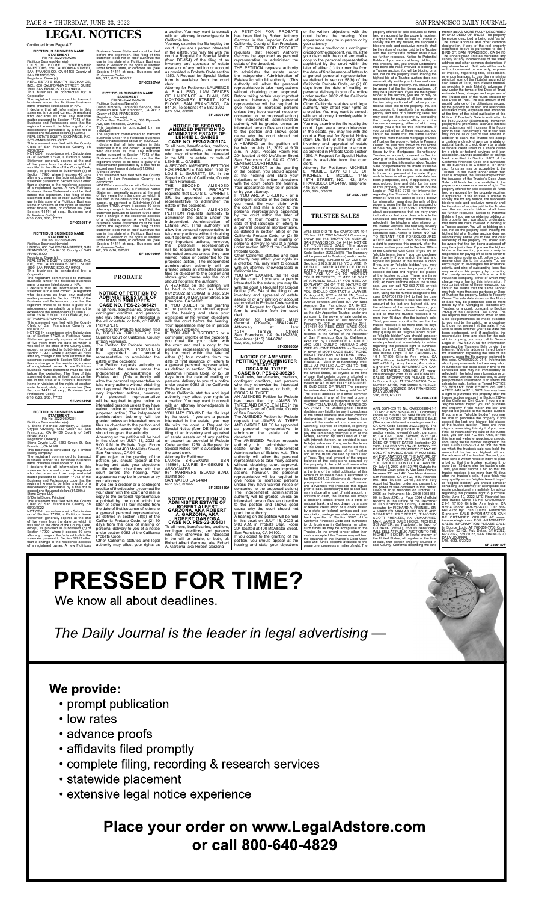# LEGAL NOTICES

Continued from Page # 7

**FICTITIOUS BUSINESS NAME STATEMENT**
File No. 2022-0397296
Fictitious Business Name(s):
UNISON HOME OWNERSHIP INVESTORS, 650 CALIFORNIA STREET, SAN FRANCISCO, CA 94108 County of SAN FRANCISCO
Registered Owner(s):
REAL ESTATE EQUITY EXCHANGE, INC, 650 CALIFORNIA STREET, SUITE 1800, SAN FRANCISCO, CA 94108
This business is conducted by: a Corporation
The registrant commenced to transact business under the fictitious business name or names listed above on N/A.
I declare that all information in this statement is true and correct. (A registrant who declares as true any material matter pursuant to Section 17913 of the Business and Professions code that the registrant knows to be false is guilty of a misdemeanor punishable by a fine not to exceed one thousand dollars ($1,000).)
REAL ESTATE EQUITY EXCHANGE, INC.
S/ THOMAS SPONHOLTZ
This statement was filed with the County Clerk of San Francisco County on 06/07/2022.
NOTICE-In accordance with Subdivision (a) of Section 17920, a Fictitious Name Statement generally expires at the end of five years from the date on which it was filed in the office of the County Clerk, except, as provided in Subdivision (b) of Section 17920, where it expires 40 days after any change in the facts set forth in the statement pursuant to Section 17913 other than a change in the residence address of a registered owner. A new Fictitious Business Name Statement must be filed before the expiration. The filing of this statement does not of itself authorize the use in this state of a Fictitious Business Name in violation of the rights of another under federal, state, or common law (See Section 14411 et seq., Business and Professions Code).
6/16, 6/23, 6/30, 7/7/22
**SF-3595211#**

**FICTITIOUS BUSINESS NAME STATEMENT**
File No. 2022-0397295
Fictitious Business Name(s):
UNISON, 650 CALIFORNIA STREET, SAN FRANCISCO, CA 94108 County of SAN FRANCISCO
Registered Owner(s):
REAL ESTATE EQUITY EXCHANGE, INC. (DE), 650 CALIFORNIA STREET, SUITE 1800, SAN FRANCISCO, CA 94108
This business is conducted by: a Corporation
The registrant commenced to transact business under the fictitious business name or names listed above on N/A.
I declare that all information in this statement is true and correct. (A registrant who declares as true any material matter pursuant to Section 17913 of the Business and Professions code that the registrant knows to be false is guilty of a misdemeanor punishable by a fine not to exceed one thousand dollars ($1,000).)
REAL ESTATE EQUITY EXCHANGE, INC.
S/ THOMAS SPONHOLTZ
This statement was filed with the County Clerk of San Francisco County on 06/07/2022.
NOTICE-In accordance with Subdivision (a) of Section 17920, a Fictitious Name Statement generally expires at the end of five years from the date on which it was filed in the office of the County Clerk, except, as provided in Subdivision (b) of Section 17920, where it expires 40 days after any change in the facts set forth in the statement pursuant to Section 17913 other than a change in the residence address of a registered owner. A new Fictitious Business Name Statement must be filed before the expiration. The filing of this statement does not of itself authorize the use in this state of a Fictitious Business Name in violation of the rights of another under federal, state, or common law (See Section 14411 et seq., Business and Professions Code).
6/16, 6/23, 6/30, 7/7/22
**SF-3595115#**

**FICTITIOUS BUSINESS NAME STATEMENT**
File No. 2022-0397281
Fictitious Business Name(s):
1. Stone Financial Advisory, 2. Stone Crypto Advisory, 1283 Green St, San Francisco, CA 94109 County of SAN FRANCISCO
Registered Owner(s):
Stone Crypto LLC, 1283 Green St, San Francisco, CA 94109
This business is conducted by: a limited liability company
The registrant commenced to transact business under the fictitious business name or names listed above on N/A.
I declare that all information in this statement is true and correct. (A registrant who declares as true any material matter pursuant to Section 17913 of the Business and Professions code that the registrant knows to be false is guilty of a misdemeanor punishable by a fine not to exceed one thousand dollars ($1,000).)
Stone Crypto LLC
S/ Daniel Stone, Principal
This statement was filed with the County Clerk of San Francisco County on 06/02/2022.
NOTICE-In accordance with Subdivision (a) of Section 17920, a Fictitious Name Statement generally expires at the end of five years from the date on which it was filed in the office of the County Clerk, except, as provided in Subdivision (b) of Section 17920, where it expires 40 days after any change in the facts set forth in the statement pursuant to Section 17913 other than a change in the residence address of a registered owner. A new Fictitious Business Name Statement must be filed before the expiration. The filing of this statement does not of itself authorize the use in this state of a Fictitious Business Name in violation of the rights of another under federal, state, or common law (See Section 14411 et seq., Business and Professions Code).
6/9, 6/16, 6/23, 6/30/22
**SF-3593574#**

**FICTITIOUS BUSINESS NAME STATEMENT**
File No. 2022-0397240
Fictitious Business Name(s):
David Kimberly Janitorial Service, 668 Plymouth Ave, San Francisco, CA 94112 County of SAN FRANCISCO
Registered Owner(s):
Porfirio Raul Canche Dzul, 668 Plymouth Ave, San Francisco, CA 94112
This business is conducted by: an Individual
The registrant commenced to transact business under the fictitious business name or names listed above on 5/20/2022.
I declare that all information in this statement is true and correct. (A registrant who declares as true any material matter pursuant to Section 17913 of the Business and Professions code that the registrant knows to be false is guilty of a misdemeanor punishable by a fine not to exceed one thousand dollars ($1,000).)
S/ Raul Canche,
This statement was filed with the County Clerk of San Francisco County on 05/27/2022.
NOTICE-In accordance with Subdivision (a) of Section 17920, a Fictitious Name Statement generally expires at the end of five years from the date on which it was filed in the office of the County Clerk, except, as provided in Subdivision (b) of Section 17920, where it expires 40 days after any change in the facts set forth in the statement pursuant to Section 17913 other than a change in the residence address of a registered owner. A new Fictitious Business Name Statement must be filed before the expiration. The filing of this statement does not of itself authorize the use in this state of a Fictitious Business Name in violation of the rights of another under federal, state, or common law (See Section 14411 et seq., Business and Professions Code).
6/2, 6/9, 6/16, 6/23/22
**SF-3591640#**

## PROBATE

**NOTICE OF PETITION TO ADMINISTER ESTATE OF DAVID PRIKUPETS CASE NO. PES-22-305427**
To all heirs, beneficiaries, creditors, contingent creditors, and persons who may otherwise be interested in the will or estate, or both, of: DAVID PRIKUPETS
A Petition for Probate has been filed by: TSESILYA PRIKUPETS in the Superior Court of California, County of San Francisco.
The Petition for Probate requests that TSESILYA PRIKUPETS be appointed as personal representative to administer the estate of the decedent.
The Petition requests authority to administer the estate under the Independent Administration of Estates Act. (This authority will allow the personal representative to take many actions without obtaining court approval. Before taking certain very important actions, however, the personal representative will be required to give notice to interested persons unless they have waived notice or consented to the proposed action.) The independent administration authority will be granted unless an interested person files an objection to the petition and shows good cause why the court should not grant the authority.
A hearing on the petition will be held in this court on JULY 11, 2022 at 9:00 A.M. in Probate Dept. Room 204 located at 400 McAllister Street, San Francisco, CA 94102.
If you object to the granting of the petition, you should appear at the hearing and state your objections or file written objections with the court before the hearing. Your appearance may be in person or by your attorney.
If you are a creditor or a contingent creditor of the decedent, you must file your claim with the court and mail a copy to the personal representative appointed by the court within the later of either (1) four months from the date of first issuance of letters to a general personal representative, as defined in section 58(b) of the California Probate Code, or (2) 60 days from the date of mailing or personal delivery to you of a notice under section 9052 of the California Probate Code.
Other California statutes and legal authority may affect your rights as a creditor. You may want to consult with an attorney knowledgeable in California law.
You may examine the file kept by the court. If you are a person interested in the estate, you may file with the court a Request for Special Notice (form DE-154) of the filing of an inventory and appraisal of estate assets or of any petition or account as provided in Probate Code section 1250. A Request for Special Notice form is available from the court clerk.
Attorney for Petitioner: LAURENCE A. BLAU, ESQ., LAW OFFICES OF LAURENCE A. BLAU, 315 MONTGOMERY STREET, 10TH FLOOR, SAN FRANCISCO, CA 94104, Telephone: 415-982-3200
6/23, 6/24, 6/30/22
**SF-3599101#**

**NOTICE OF SECOND AMENDED PETITION TO ADMINISTER ESTATE OF: LENNIE L. GAINES CASE NO. PES-22-305174**
To all heirs, beneficiaries, creditors, contingent creditors, and persons who may otherwise be interested in the WILL or estate, or both, of LENNIE L. GAINES.
A SECOND AMENDED PETITION FOR PROBATE has been filed by LOUIS L. GARRETT, SR. in the Superior Court of California, County of San Francisco.
THE SECOND AMENDED PETITION FOR PROBATE requests that LOUIS L. GARRETT, SR. be appointed as personal representative to administer the estate of the decedent.
THE SECOND AMENDED PETITION requests authority to administer the estate under the Independent Administration of Estates Act. (This authority will allow the personal representative to take many actions without obtaining court approval. Before taking certain very important actions, however, the personal representative will be required to give notice to interested persons unless they have waived notice or consented to the proposed action.) The independent administration authority will be granted unless an interested person files an objection to the petition and shows good cause why the court should not grant the authority.
A HEARING on the petition will be held in this court as follows: 07/12/2022 at 9:00AM in Dept. 204 located at 400 McAllister Street, San Francisco, CA 94102
IF YOU OBJECT to the granting of the petition, you should appear at the hearing and state your objections or file written objections with the court before the hearing. Your appearance may be in person or by your attorney.
IF YOU ARE A CREDITOR or a contingent creditor of the decedent, you must file your claim with the court and mail a copy to the personal representative appointed by the court within the later of either (1) four months from the date of first issuance of letters to a general personal representative, as defined in section 58(b) of the California Probate Code, or (2) 60 days from the date of mailing or personal delivery to you of a notice under section 9052 of the California Probate Code.
Other California statutes and legal authority may affect your rights as a creditor. You may want to consult with an attorney knowledgeable in California law.
YOU MAY EXAMINE the file kept by the court. If you are a person interested in the estate, you may file with the court a Request for Special Notice (form DE-154) of the filing of an inventory and appraisal of estate assets or of any petition or account as provided in Probate Code section 1250. A Request for Special Notice form is available from the court clerk.
Attorney for Petitioner
LAURIE SHIGEKUNI - SBN 145891, LAURIE SHIGEKUNI & ASSOCIATES
951 MARINERS ISLAND BLVD. SUITE 300
SAN MATEO CA 94404
6/22, 6/23, 6/29/22
**SF-3598166#**

**NOTICE OF PETITION TO ADMINISTER ESTATE OF ROBERT ALBERT GARZONA, AKA ROBERT A. GARZONA, AKA ROBERT GARZONE CASE NO. PES-22-305431**
To all heirs, beneficiaries, creditors, contingent creditors, and persons who may otherwise be interested in the will or estate, or both, of Robert Albert Garzona, aka Robert A. Garzona, aka Robert Garzona
A PETITION FOR PROBATE has been filed by Robert Anthony Garzona in the Superior Court of California, County of San Francisco.
THE PETITION FOR PROBATE requests that Robert Anthony Garzona be appointed as personal representative to administer the estate of the decedent.
THE PETITION requests authority to administer the estate under the Independent Administration of Estates Act with full authority. (This authority will allow the personal representative to take many actions without obtaining court approval. Before taking certain very important actions, however, the personal representative will be required to give notice to interested persons unless they have waived notice or consented to the proposed action.) The independent administration authority will be granted unless an interested person files an objection to the petition and shows good cause why the court should not grant the authority.
A HEARING on the petition will be held on July 18, 2022 at 9:00 a.m. in Dept. Probate Room No. 204 located at 400 McAllister Street, San Francisco, CA 94102 CIVIC CENTER COURTHOUSE.
IF YOU OBJECT to the granting of the petition, you should appear at the hearing and state your objections or file written objections with the court before the hearing. Your appearance may be in person or by your attorney.
IF YOU ARE A CREDITOR or a contingent creditor of the decedent, you must file your claim with the court and mail a copy to the personal representative appointed by the court within the later of either (1) four months from the date of first issuance of letters to a general personal representative, as defined in section 58(b) of the California Probate Code, or (2) 60 days from the date of mailing or personal delivery to you of a notice under section 9052 of the California Probate Code.
Other California statutes and legal authority may affect your rights as a creditor. You may want to consult with an attorney knowledgeable in California law.
YOU MAY EXAMINE the file kept by the court. If you are a person interested in the estate, you may file with the court a Request for Special Notice (form DE-154) of the filing of an inventory and appraisal of estate assets or of any petition or account as provided in Probate Code section 1250. A Request for Special Notice form is available from the court clerk.
Attorney for Petitioner: Mary Gemma O'Keeffe, SB#124477
Attorney at law
1514 Taraval Street
San Francisco, CA 94116-2350,
Telephone: (415) 664-6788
6/22, 6/23, 6/29/22
**SF-3598056#**

**NOTICE OF AMENDED PETITION TO ADMINISTER ESTATE OF OSCAR M. TYREE CASE NO. PES-22-305285**
To all heirs, beneficiaries, creditors, contingent creditors, and persons who may otherwise be interested in the will or estate, or both, of: OSCAR M. TYREE
AN AMENDED Petition for Probate has been filed by: JAMES W. TYREE AND CAROLE MILES in the Superior Court of California, County of San Francisco.
The AMENDED Petition for Probate requests that JAMES W. TYREE AND CAROLE MILES be appointed as personal representative to administer the estate of the decedent.
The AMENDED Petition requests authority to administer the estate under the Independent Administration of Estates Act. (This authority will allow the personal representative to take many actions without obtaining court approval. Before taking certain very important actions, however, the personal representative will be required to give notice to interested persons unless they have waived notice or consented to the proposed action.) The independent administration authority will be granted unless an interested person files an objection to the petition and shows good cause why the court should not grant the authority.
A hearing on the petition will be held in this court on JULY 18, 2022 at 9:00 A.M. in Probate Dept. Room 204 located at 400 McAllister Street, San Francisco, CA 94102.
If you object to the granting of the petition, you should appear at the hearing and state your objections or file written objections with the court before the hearing. Your appearance may be in person or by your attorney.
If you are a creditor or a contingent creditor of the decedent, you must file your claim with the court and mail a copy to the personal representative appointed by the court within the later of either (1) four months from the date of first issuance of letters to a general personal representative, as defined in section 58(b) of the California Probate Code, or (2) 60 days from the date of mailing or personal delivery to you of a notice under section 9052 of the California Probate Code.
Other California statutes and legal authority may affect your rights as a creditor. You may want to consult with an attorney knowledgeable in California law.
You may examine the file kept by the court. If you are a person interested in the estate, you may file with the court a Request for Special Notice (form DE-154) of the filing of an inventory and appraisal of estate assets or of any petition or account as provided in Probate Code section 1250. A Request for Special Notice form is available from the court clerk.
Attorney for Petitioner: MICHELE L. MCGILL, LAW OFFICE OF MICHELE L. MCGILL, 1459 18TH STREET, NO. 142, SAN FRANCISCO, CA 94107, Telephone: 415-334-8080
6/23, 6/24, 6/30/22
**SF-3597755#**

## TRUSTEE SALES

APN: 5398-012 TS No: CA07001273-19-1 TO No: 191173921-CA-VOI Commonly known as: 648 THORNTON AVENUE, SAN FRANCISCO, CA 94124 NOTICE OF TRUSTEE'S SALE (The above statement is made pursuant to CA Civil Code Section 2923.3(d)(1). The Summary will be provided to Trustor(s) and/or vested owner(s) only, pursuant to CA Civil Code Section 2923.3(d)(2).) YOU ARE IN DEFAULT UNDER A DEED OF TRUST DATED February 7, 2011. UNLESS YOU TAKE ACTION TO PROTECT YOUR PROPERTY, IT MAY BE SOLD AT A PUBLIC SALE. IF YOU NEED AN EXPLANATION OF THE NATURE OF THE PROCEEDINGS AGAINST YOU, YOU SHOULD CONTACT A LAWYER. On August 9, 2022 at 01:30 PM, Outside the Memorial Court of the Civic Center, 400 Van Ness Avenue, San Francisco, CA 94102, MTC Financial Inc. dba Trustee Corps, as the duly Appointed Trustee, under and pursuant to the power of sale contained in that certain Deed of Trust recorded on February 14, 2011 as Instrument No. 2011-J134866-00, REEL K332 IMAGE 0096, in Book K332, on Page 0096 of official records in the Office of the Recorder of San Francisco County, California, executed by LAWRENCE B. GUILLO AND LOIS GUILLO, HUSBAND AND WIFE AS JOINT TENANTS, as Trustor(s), in favor of MORTGAGE ELECTRONIC REGISTRATION SYSTEMS, INC. as Beneficiary, as nominee for URBAN FINANCIAL GROUP as Beneficiary, WILL SELL AT PUBLIC AUCTION TO THE HIGHEST BIDDER, in lawful money of the United States, all payable at the time of sale, that certain property situated in said County, California describing the land therein as: AS MORE FULLY DESCRIBED IN SAID DEED OF TRUST The property heretofore described is being sold "as is". The street address and other common designation, if any, of the real property described above is purported to be: 648 THORNTON AVENUE, SAN FRANCISCO, CA 94124 The undersigned Trustee disclaims any liability for any incorrectness of the street address and other common designation, if any, shown herein. Said sale will be made without covenant or warranty, express or implied, regarding title, possession, or encumbrances, to pay the remaining principal sum of the Note(s) secured by said Deed of Trust, with interest thereon, as provided in said Note(s), advances if any, under the terms of the Deed of Trust, estimated fees, charges and expenses of the Trustee and of the trusts created by said Deed of Trust. The total amount of the unpaid balance of the obligations secured by the property to be sold and reasonable estimated costs, expenses and advances at the time of the initial publication of this Notice of Trustee's Sale is estimated to be $682,904.93 (Estimated). However, prepayment premiums, accrued interest and advances will increase this figure prior to sale. Beneficiary's bid at said sale may include all or part of said amount. In addition to cash, the Trustee will accept a cashier's check drawn on a state or national bank, a check drawn by a state or federal credit union or a check drawn by a state or federal savings and loan association, savings association or savings bank specified in Section 5102 of the California Financial Code and authorized to do business in California, or other such funds as may be acceptable to the Trustee. In the event tender other than cash is accepted the Trustee may withhold the issuance of the Trustee's Deed Upon Sale until funds become available to the payee or endorsee as a matter of right. The property offered for sale excludes all funds held on account by the property receiver, if applicable. If the Trustee is unable to convey title for any reason, the successful bidder's sole and exclusive remedy shall be the return of monies paid to the Trustee and the successful bidder shall have no further recourse. Notice to Potential Bidders If you are considering bidding on this property lien, you should understand that there are risks involved in bidding at a Trustee auction. You will be bidding on a lien, not on the property itself. Placing the highest bid at a Trustee auction does not automatically entitle you to free and clear ownership of the property. You should also be aware that the lien being auctioned off may be a junior lien. If you are the highest bidder at the auction, you are or may be responsible for paying off all liens senior to the lien being auctioned off, before you can receive clear title to the property. You are encouraged to investigate the existence, priority, and size of outstanding liens that may exist on this property by contacting the county recorder's office or a title insurance company, either of which may charge you a fee for this information. If you consult either of these resources, you should be aware that the same Lender may hold more than one mortgage or Deed of Trust on the property. Notice to Property Owner The sale date shown on this Notice of Sale may be postponed one or more times by the Mortgagee, Beneficiary, Trustee, or a court, pursuant to Section 2924g of the California Civil Code. The law requires that information about Trustee Sale postponements be made available to you and to the public, as a courtesy to those not present at the sale. If you wish to learn whether your sale date has been postponed, and, if applicable, the rescheduled time and date for the sale of this property, you may call In Source Logic at 702-659-7766 for information regarding the Trustee's Sale or visit the Internet Website address listed below for information regarding the sale of this property, using the file number assigned to this case, CA07001273-19-1. Information about postponements that are very short in duration or that occur close in time to the scheduled sale may not immediately be reflected in the telephone information or on the Internet Website. The best way to verify postponement information is to attend the scheduled sale. Notice to Tenant NOTICE TO TENANT FOR FORECLOSURES AFTER JANUARY 1, 2021 You may have a right to purchase this property after the trustee auction pursuant to Section 2924m of the California Civil Code. If you are an "eligible tenant buyer," you can purchase the property if you match the last and highest bid placed at the trustee auction. If you are an "eligible bidder," you may be able to purchase the property if you exceed the last and highest bid placed at the trustee auction. There are three steps to exercising this right of purchase. First, 48 hours after the date of the trustee sale, you can call 702-659-7766, or visit this internet website www.insourcelogic.com, using the file number assigned to this case CA07001273-19-1 to find the date on which the trustee's sale was held, the amount of the last and highest bid, and the address of the trustee. Second, you must send a written notice of intent to place a bid so that the trustee receives it no more than 15 days after the trustee's sale. Third, you must submit a bid so that the trustee receives it no more than 45 days after the trustee's sale. If you think you may qualify as an "eligible tenant buyer" or "eligible bidder," you should consider contacting an attorney or appropriate real estate professional immediately for advice regarding this potential right to purchase. Date: June 10, 2022 MTC Financial Inc. dba Trustee Corps TS No. CA07001273-19-1 17100 Gillette Ave Irvine, CA 92614 Phone: 949-252-8300 TDD: 866-660-4288 By: Amy Lemus, Authorized Signatory SALE INFORMATION CAN BE OBTAINED ONLINE AT www.insourcelogic.com FOR AUTOMATED SALES INFORMATION PLEASE CALL: In Source Logic AT 702-659-7766 Order Number 83105, Pub Dates: 6/16/2022, 6/23/2022, 6/30/2022, SAN FRANCISCO DAILY JOURNAL
6/16, 6/23, 6/30/22
**SF-3596300#**

APN: 3577-059 TS No: CA08000399-21-1 TO No: 210751985-CA-VOO Commonly known as: 8 BIRD ST, SAN FRANCISCO, CA 94110 NOTICE OF TRUSTEE'S SALE (The above statement is made pursuant to CA Civil Code Section 2923.3(d)(1). The Summary will be provided to Trustor(s) and/or vested owner(s) only, pursuant to CA Civil Code Section 2923.3(d)(2).) YOU ARE IN DEFAULT UNDER A DEED OF TRUST DATED September 29, 2006. UNLESS YOU TAKE ACTION TO PROTECT YOUR PROPERTY, IT MAY BE SOLD AT A PUBLIC SALE. IF YOU NEED AN EXPLANATION OF THE NATURE OF THE PROCEEDINGS AGAINST YOU, YOU SHOULD CONTACT A LAWYER. On July 14, 2022 at 01:30 PM, Outside the Memorial Court of the Civic Center, 400 Van Ness Avenue between 301 and 401 Van Ness Avenue, San Francisco, CA 94102, MTC Financial Inc. dba Trustee Corps, as the duly Appointed Trustee, under and pursuant to the power of sale contained in that certain Deed of Trust recorded on October 11, 2006 as Instrument No. 2006-I258838-00, in Book J243, on Page 0364 of official records in the Office of the Recorder of San Francisco County, California, executed by RICHARD A. FRENZEL SR, A MARRIED MAN AS HIS SOLE AND SEPARATE PROPERTY, TIMOTHY SCOTT FRENZEL, AN UNMARRIED MAN, JAMES DALE HICKS, MICHELE SCHAEFER, as Trustor(s), in favor of CITIBANK (WEST), FSB as Beneficiary, WILL SELL AT PUBLIC AUCTION TO THE HIGHEST BIDDER, in lawful money of the United States, all payable at the time of sale, that certain property situated in said County, California describing the land therein as: AS MORE FULLY DESCRIBED IN SAID DEED OF TRUST The property heretofore described is being sold "as is". The street address and other common designation, if any, of the real property described above is purported to be: 8 BIRD ST, SAN FRANCISCO, CA 94110 The undersigned Trustee disclaims any liability for any incorrectness of the street address and other common designation, if any, shown herein. Said sale will be made without covenant or warranty, express or implied, regarding title, possession, or encumbrances, to pay the remaining principal sum of the Note(s) secured by said Deed of Trust, with interest thereon, as provided in said Note(s), advances if any, under the terms of the Deed of Trust, estimated fees, charges and expenses of the Trustee and of the trusts created by said Deed of Trust. The total amount of the unpaid balance of the obligations secured by the property to be sold and reasonable estimated costs, expenses and advances at the time of the initial publication of this Notice of Trustee's Sale is estimated to be $640,929.47 (Estimated). However, prepayment premiums, accrued interest and advances will increase this figure prior to sale. Beneficiary's bid at said sale may include all or part of said amount. In addition to cash, the Trustee will accept a cashier's check drawn on a state or national bank, a check drawn by a state or federal credit union or a check drawn by a state or federal savings and loan association, savings association or savings bank specified in Section 5102 of the California Financial Code and authorized to do business in California, or other such funds as may be acceptable to the Trustee. In the event tender other than cash is accepted the Trustee may withhold the issuance of the Trustee's Deed Upon Sale until funds become available to the payee or endorsee as a matter of right. The property offered for sale excludes all funds held on account by the property receiver, if applicable. If the Trustee is unable to convey title for any reason, the successful bidder's sole and exclusive remedy shall be the return of monies paid to the Trustee and the successful bidder shall have no further recourse. Notice to Potential Bidders If you are considering bidding on this property lien, you should understand that there are risks involved in bidding at a Trustee auction. You will be bidding on a lien, not on the property itself. Placing the highest bid at a Trustee auction does not automatically entitle you to free and clear ownership of the property. You should also be aware that the lien being auctioned off may be a junior lien. If you are the highest bidder at the auction, you are or may be responsible for paying off all liens senior to the lien being auctioned off, before you can receive clear title to the property. You are encouraged to investigate the existence, priority, and size of outstanding liens that may exist on this property by contacting the county recorder's office or a title insurance company, either of which may charge you a fee for this information. If you consult either of these resources, you should be aware that the same Lender may hold more than one mortgage or Deed of Trust on the property. Notice to Property Owner The sale date shown on this Notice of Sale may be postponed one or more times by the Mortgagee, Beneficiary, Trustee, or a court, pursuant to Section 2924g of the California Civil Code. The law requires that information about Trustee Sale postponements be made available to you and to the public, as a courtesy to those not present at the sale. If you wish to learn whether your sale date has been postponed, and, if applicable, the rescheduled time and date for the sale of this property, you may call In Source Logic at 702-659-7766 for information regarding the Trustee's Sale or visit the Internet Website address listed below for information regarding the sale of this property, using the file number assigned to this case, CA08000399-21-1. Information about postponements that are very short in duration or that occur close in time to the scheduled sale may not immediately be reflected in the telephone information or on the Internet Website. The best way to verify postponement information is to attend the scheduled sale. Notice to Tenant NOTICE TO TENANT FOR FORECLOSURES AFTER JANUARY 1, 2021 You may have a right to purchase this property after the trustee auction pursuant to Section 2924m of the California Civil Code. If you are an "eligible tenant buyer," you can purchase the property if you match the last and highest bid placed at the trustee auction. If you are an "eligible bidder," you may be able to purchase the property if you exceed the last and highest bid placed at the trustee auction. There are three steps to exercising this right of purchase. First, 48 hours after the date of the trustee sale, you can call 702-659-7766, or visit this internet website www.insourcelogic.com, using the file number assigned to this case CA08000399-21-1 to find the date on which the trustee's sale was held, the amount of the last and highest bid, and the address of the trustee. Second, you must send a written notice of intent to place a bid so that the trustee receives it no more than 15 days after the trustee's sale. Third, you must submit a bid so that the trustee receives it no more than 45 days after the trustee's sale. If you think you may qualify as an "eligible tenant buyer" or "eligible bidder," you should consider contacting an attorney or appropriate real estate professional immediately for advice regarding this potential right to purchase. Date: June 10, 2022 MTC Financial Inc. dba Trustee Corps TS No. CA08000399-21-1 17100 Gillette Ave Irvine, CA 92614 Phone: 949-252-8300 TDD: 866-660-4288 By: Loan Quema, Authorized Signatory SALE INFORMATION CAN BE OBTAINED ONLINE AT www.insourcelogic.com FOR AUTOMATED SALES INFORMATION PLEASE CALL: In Source Logic AT 702-659-7766 Order Number 83102, Pub Dates: 6/16/2022, 6/23/2022, 6/30/2022, SAN FRANCISCO DAILY JOURNAL
6/16, 6/23, 6/30/22
**SF-3596187#**

# PRESSED FOR TIME?

We know all about deadlines.

*The Daily Journal is the leader in legal advertising —*

## We provide:

- prompt publication
- low rates
- advance proofs
- affidavits filed promptly
- complete filing, recording & research services
- statewide placement
- extensive legal notice experience

# Place your order on www.LegalAdstore.com or call 800-640-4829